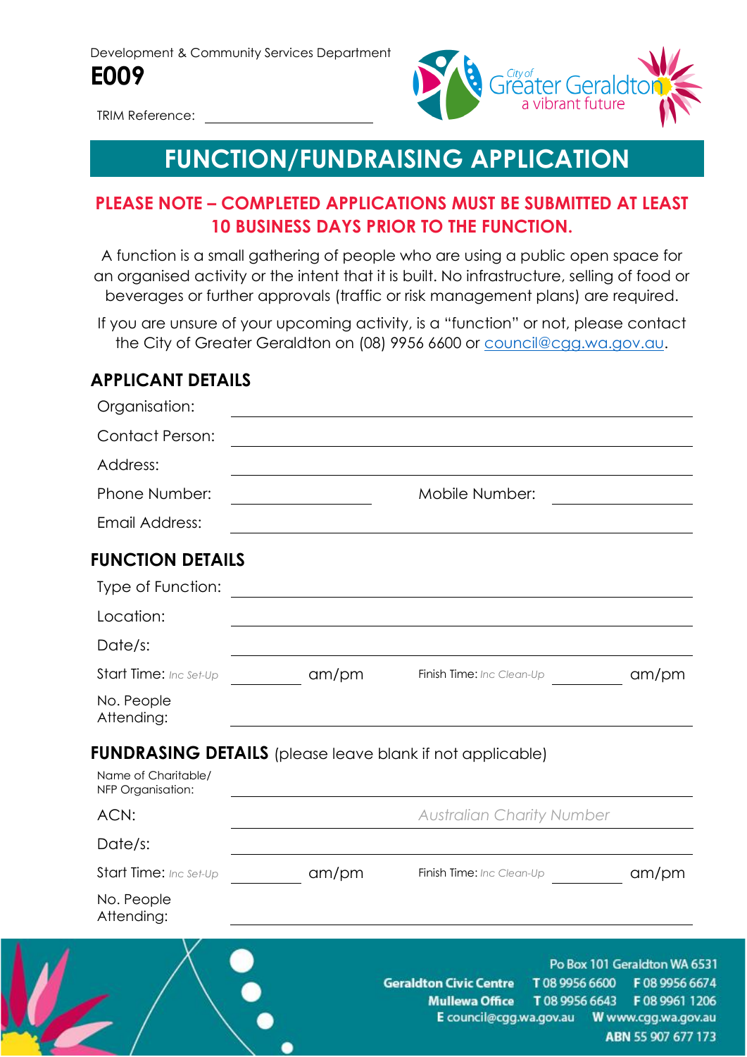Development & Community Services Department

**E009**

TRIM Reference: ____________________

City of Greater Geraldton
a vibrant future

# FUNCTION/FUNDRAISING APPLICATION

**PLEASE NOTE – COMPLETED APPLICATIONS MUST BE SUBMITTED AT LEAST 10 BUSINESS DAYS PRIOR TO THE FUNCTION.**

A function is a small gathering of people who are using a public open space for an organised activity or the intent that it is built. No infrastructure, selling of food or beverages or further approvals (traffic or risk management plans) are required.

If you are unsure of your upcoming activity, is a "function" or not, please contact the City of Greater Geraldton on (08) 9956 6600 or council@cgg.wa.gov.au.

## APPLICANT DETAILS

Organisation: ____________________

Contact Person: ____________________

Address: ____________________

Phone Number: ____________ Mobile Number: ____________

Email Address: ____________________

## FUNCTION DETAILS

Type of Function: ____________________

Location: ____________________

Date/s: ____________________

Start Time: *Inc Set-Up* ________ am/pm Finish Time: *Inc Clean-Up* ________ am/pm

No. People Attending: ____________________

## FUNDRASING DETAILS (please leave blank if not applicable)

Name of Charitable/ NFP Organisation: ____________________

ACN: *Australian Charity Number* ____________________

Date/s: ____________________

Start Time: *Inc Set-Up* ________ am/pm Finish Time: *Inc Clean-Up* ________ am/pm

No. People Attending: ____________________

Po Box 101 Geraldton WA 6531

**Geraldton Civic Centre** T 08 9956 6600 F 08 9956 6674

**Mullewa Office** T 08 9956 6643 F 08 9961 1206

E council@cgg.wa.gov.au W www.cgg.wa.gov.au

ABN 55 907 677 173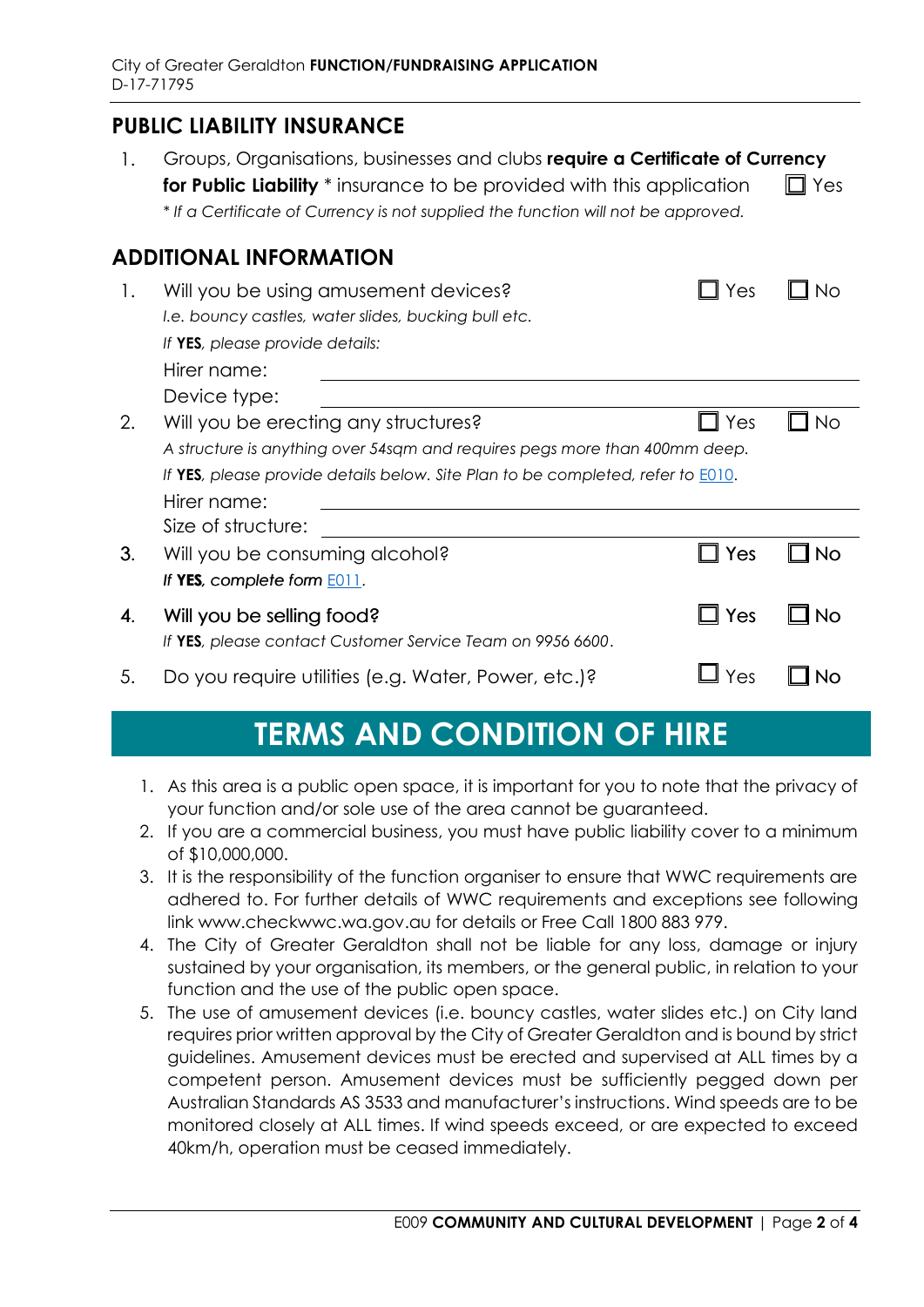## PUBLIC LIABILITY INSURANCE

1. Groups, Organisations, businesses and clubs **require a Certificate of Currency for Public Liability** * insurance to be provided with this application ☐ Yes

   *\* If a Certificate of Currency is not supplied the function will not be approved.*

## ADDITIONAL INFORMATION

1. Will you be using amusement devices? ☐ Yes ☐ No

   *I.e. bouncy castles, water slides, bucking bull etc.*

   *If **YES**, please provide details:*

   Hirer name: \_\_\_\_\_\_\_\_\_\_\_\_\_\_\_\_\_\_\_\_

   Device type: \_\_\_\_\_\_\_\_\_\_\_\_\_\_\_\_\_\_\_\_

2. Will you be erecting any structures? ☐ Yes ☐ No

   *A structure is anything over 54sqm and requires pegs more than 400mm deep.*

   *If **YES**, please provide details below. Site Plan to be completed, refer to E010.*

   Hirer name: \_\_\_\_\_\_\_\_\_\_\_\_\_\_\_\_\_\_\_\_

   Size of structure: \_\_\_\_\_\_\_\_\_\_\_\_\_\_\_\_\_\_\_\_

3. Will you be consuming alcohol? ☐ Yes ☐ No

   *If **YES**, complete form E011.*

4. Will you be selling food? ☐ Yes ☐ No

   *If **YES**, please contact Customer Service Team on 9956 6600.*

5. Do you require utilities (e.g. Water, Power, etc.)? ☐ Yes ☐ No

# TERMS AND CONDITION OF HIRE

1. As this area is a public open space, it is important for you to note that the privacy of your function and/or sole use of the area cannot be guaranteed.
2. If you are a commercial business, you must have public liability cover to a minimum of $10,000,000.
3. It is the responsibility of the function organiser to ensure that WWC requirements are adhered to. For further details of WWC requirements and exceptions see following link www.checkwwc.wa.gov.au for details or Free Call 1800 883 979.
4. The City of Greater Geraldton shall not be liable for any loss, damage or injury sustained by your organisation, its members, or the general public, in relation to your function and the use of the public open space.
5. The use of amusement devices (i.e. bouncy castles, water slides etc.) on City land requires prior written approval by the City of Greater Geraldton and is bound by strict guidelines. Amusement devices must be erected and supervised at ALL times by a competent person. Amusement devices must be sufficiently pegged down per Australian Standards AS 3533 and manufacturer's instructions. Wind speeds are to be monitored closely at ALL times. If wind speeds exceed, or are expected to exceed 40km/h, operation must be ceased immediately.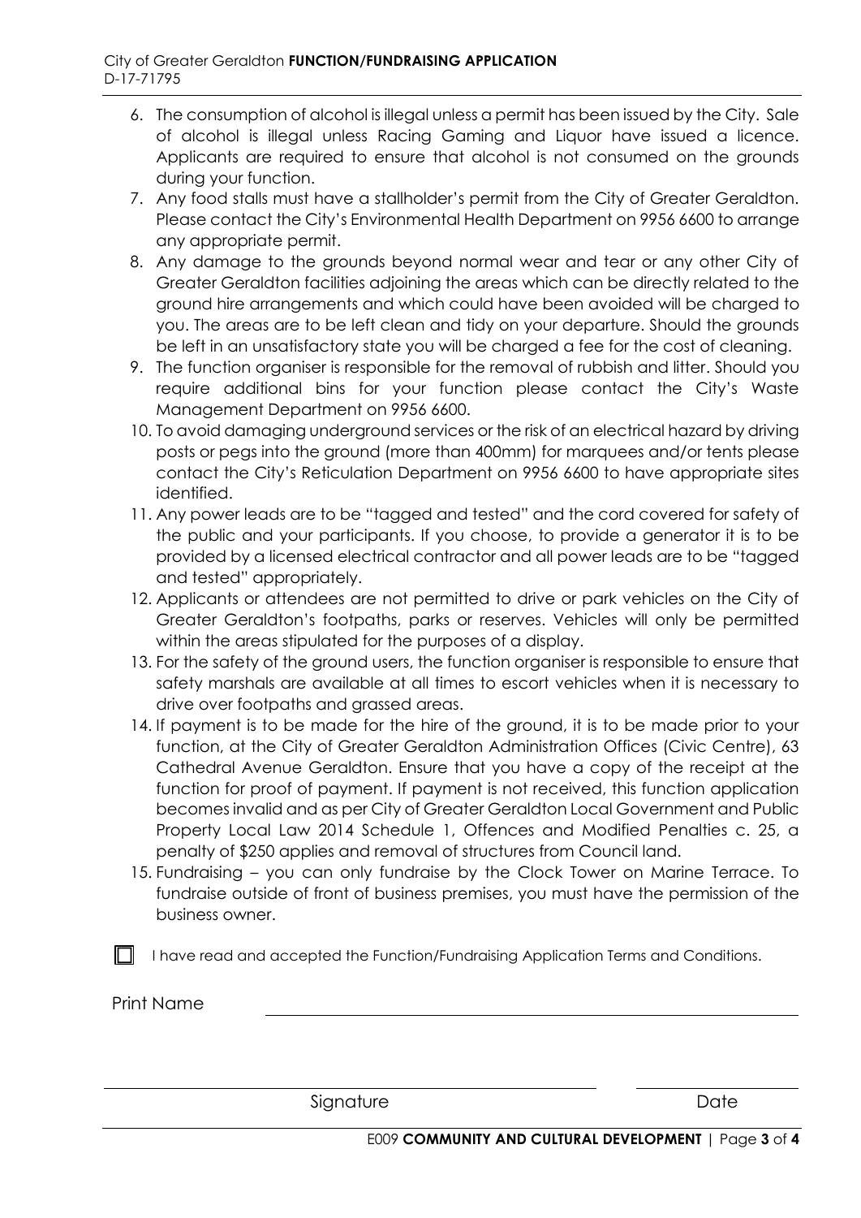6. The consumption of alcohol is illegal unless a permit has been issued by the City. Sale of alcohol is illegal unless Racing Gaming and Liquor have issued a licence. Applicants are required to ensure that alcohol is not consumed on the grounds during your function.
7. Any food stalls must have a stallholder's permit from the City of Greater Geraldton. Please contact the City's Environmental Health Department on 9956 6600 to arrange any appropriate permit.
8. Any damage to the grounds beyond normal wear and tear or any other City of Greater Geraldton facilities adjoining the areas which can be directly related to the ground hire arrangements and which could have been avoided will be charged to you. The areas are to be left clean and tidy on your departure. Should the grounds be left in an unsatisfactory state you will be charged a fee for the cost of cleaning.
9. The function organiser is responsible for the removal of rubbish and litter. Should you require additional bins for your function please contact the City's Waste Management Department on 9956 6600.
10. To avoid damaging underground services or the risk of an electrical hazard by driving posts or pegs into the ground (more than 400mm) for marquees and/or tents please contact the City's Reticulation Department on 9956 6600 to have appropriate sites identified.
11. Any power leads are to be "tagged and tested" and the cord covered for safety of the public and your participants. If you choose, to provide a generator it is to be provided by a licensed electrical contractor and all power leads are to be "tagged and tested" appropriately.
12. Applicants or attendees are not permitted to drive or park vehicles on the City of Greater Geraldton's footpaths, parks or reserves. Vehicles will only be permitted within the areas stipulated for the purposes of a display.
13. For the safety of the ground users, the function organiser is responsible to ensure that safety marshals are available at all times to escort vehicles when it is necessary to drive over footpaths and grassed areas.
14. If payment is to be made for the hire of the ground, it is to be made prior to your function, at the City of Greater Geraldton Administration Offices (Civic Centre), 63 Cathedral Avenue Geraldton. Ensure that you have a copy of the receipt at the function for proof of payment. If payment is not received, this function application becomes invalid and as per City of Greater Geraldton Local Government and Public Property Local Law 2014 Schedule 1, Offences and Modified Penalties c. 25, a penalty of $250 applies and removal of structures from Council land.
15. Fundraising – you can only fundraise by the Clock Tower on Marine Terrace. To fundraise outside of front of business premises, you must have the permission of the business owner.

☐ I have read and accepted the Function/Fundraising Application Terms and Conditions.

Print Name ______________________________

______________________________ Signature          ____________ Date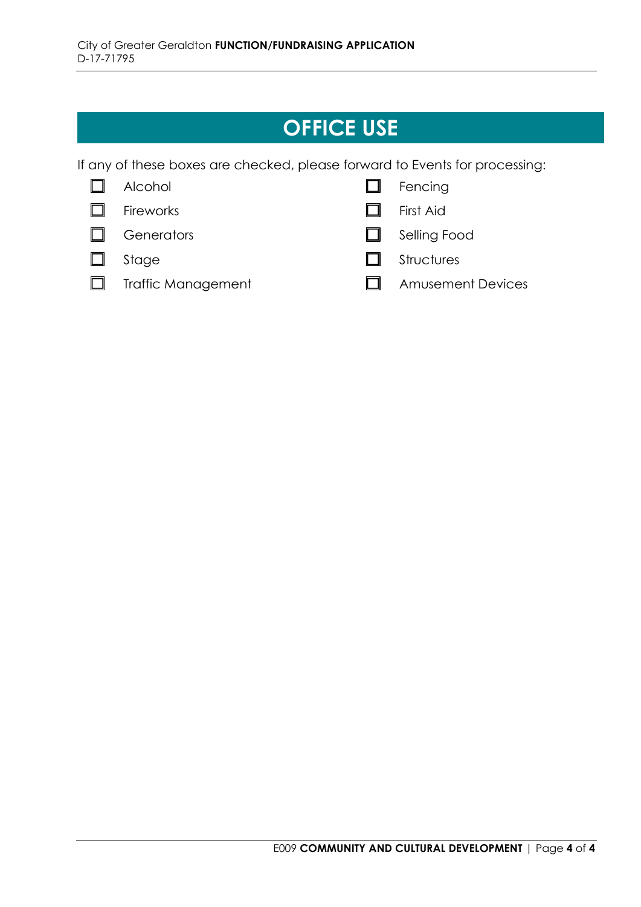# OFFICE USE

If any of these boxes are checked, please forward to Events for processing:

- ☐ Alcohol
- ☐ Fireworks
- ☐ Generators
- ☐ Stage
- ☐ Traffic Management
- ☐ Fencing
- ☐ First Aid
- ☐ Selling Food
- ☐ Structures
- ☐ Amusement Devices